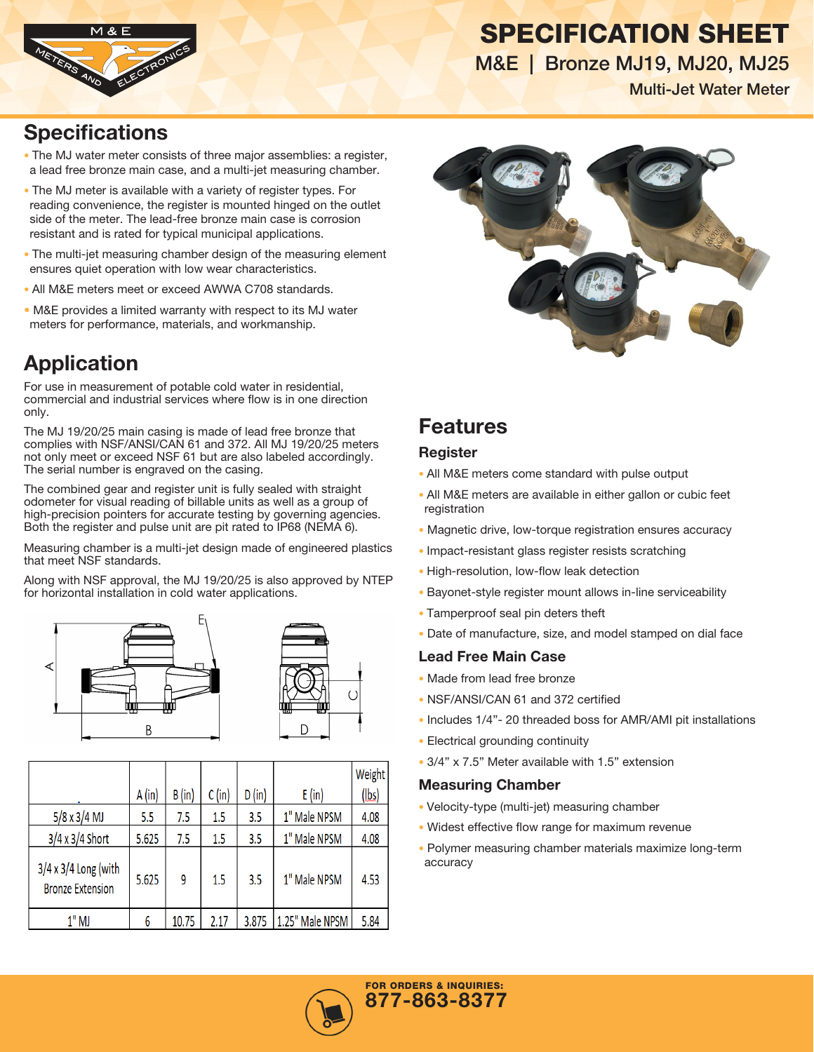# SPECIFICATION SHEET

## M&E | Bronze MJ19, MJ20, MJ25

### Multi-Jet Water Meter

## Specifications

- The MJ water meter consists of three major assemblies: a register, a lead free bronze main case, and a multi-jet measuring chamber.
- The MJ meter is available with a variety of register types. For reading convenience, the register is mounted hinged on the outlet side of the meter. The lead-free bronze main case is corrosion resistant and is rated for typical municipal applications.
- The multi-jet measuring chamber design of the measuring element ensures quiet operation with low wear characteristics.
- All M&E meters meet or exceed AWWA C708 standards.
- M&E provides a limited warranty with respect to its MJ water meters for performance, materials, and workmanship.

## Application

For use in measurement of potable cold water in residential, commercial and industrial services where flow is in one direction only.

The MJ 19/20/25 main casing is made of lead free bronze that complies with NSF/ANSI/CAN 61 and 372. All MJ 19/20/25 meters not only meet or exceed NSF 61 but are also labeled accordingly. The serial number is engraved on the casing.

The combined gear and register unit is fully sealed with straight odometer for visual reading of billable units as well as a group of high-precision pointers for accurate testing by governing agencies. Both the register and pulse unit are pit rated to IP68 (NEMA 6).

Measuring chamber is a multi-jet design made of engineered plastics that meet NSF standards.

Along with NSF approval, the MJ 19/20/25 is also approved by NTEP for horizontal installation in cold water applications.

| | A (in) | B (in) | C (in) | D (in) | E (in) | Weight (lbs) |
|---|---|---|---|---|---|---|
| 5/8 x 3/4 MJ | 5.5 | 7.5 | 1.5 | 3.5 | 1" Male NPSM | 4.08 |
| 3/4 x 3/4 Short | 5.625 | 7.5 | 1.5 | 3.5 | 1" Male NPSM | 4.08 |
| 3/4 x 3/4 Long (with Bronze Extension | 5.625 | 9 | 1.5 | 3.5 | 1" Male NPSM | 4.53 |
| 1" MJ | 6 | 10.75 | 2.17 | 3.875 | 1.25" Male NPSM | 5.84 |

## Features

### Register

- All M&E meters come standard with pulse output
- All M&E meters are available in either gallon or cubic feet registration
- Magnetic drive, low-torque registration ensures accuracy
- Impact-resistant glass register resists scratching
- High-resolution, low-flow leak detection
- Bayonet-style register mount allows in-line serviceability
- Tamperproof seal pin deters theft
- Date of manufacture, size, and model stamped on dial face

### Lead Free Main Case

- Made from lead free bronze
- NSF/ANSI/CAN 61 and 372 certified
- Includes 1/4”- 20 threaded boss for AMR/AMI pit installations
- Electrical grounding continuity
- 3/4” x 7.5” Meter available with 1.5” extension

### Measuring Chamber

- Velocity-type (multi-jet) measuring chamber
- Widest effective flow range for maximum revenue
- Polymer measuring chamber materials maximize long-term accuracy

**FOR ORDERS & INQUIRIES:**
**877-863-8377**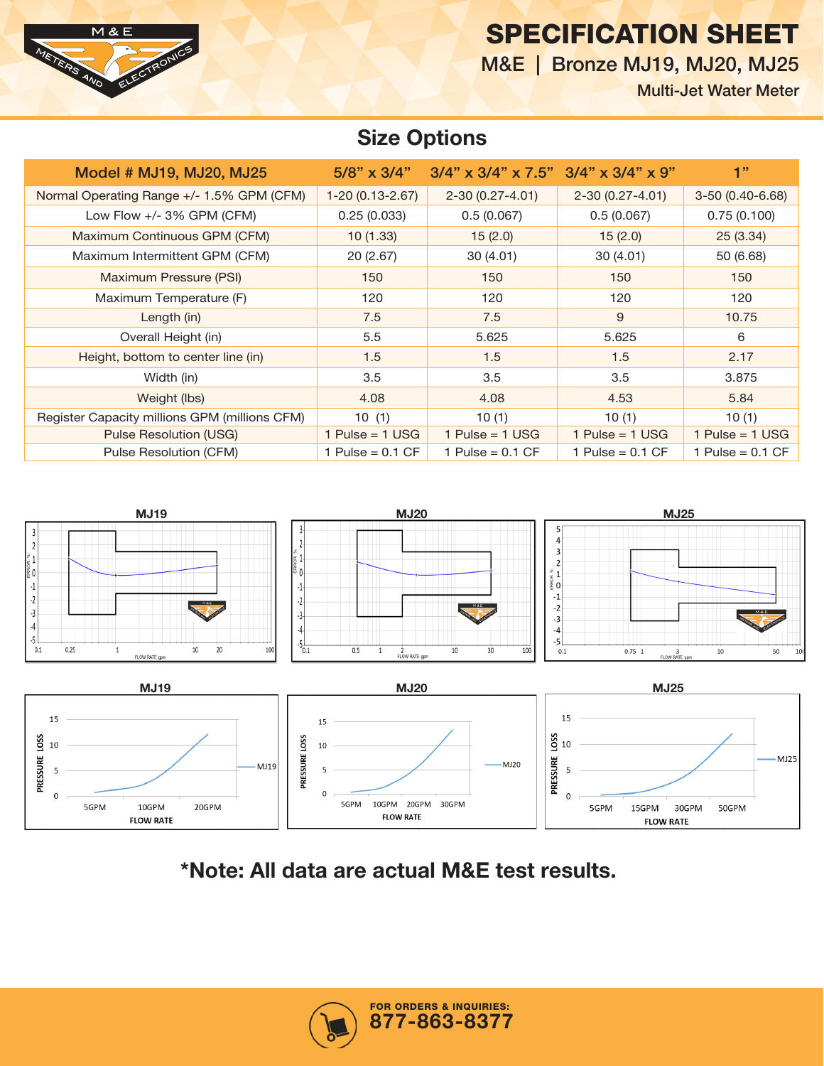# SPECIFICATION SHEET

## M&E | Bronze MJ19, MJ20, MJ25

### Multi-Jet Water Meter

## Size Options

| Model # MJ19, MJ20, MJ25 | 5/8" x 3/4" | 3/4" x 3/4" x 7.5" | 3/4" x 3/4" x 9" | 1" |
|---|---|---|---|---|
| Normal Operating Range +/- 1.5% GPM (CFM) | 1-20 (0.13-2.67) | 2-30 (0.27-4.01) | 2-30 (0.27-4.01) | 3-50 (0.40-6.68) |
| Low Flow +/- 3% GPM (CFM) | 0.25 (0.033) | 0.5 (0.067) | 0.5 (0.067) | 0.75 (0.100) |
| Maximum Continuous GPM (CFM) | 10 (1.33) | 15 (2.0) | 15 (2.0) | 25 (3.34) |
| Maximum Intermittent GPM (CFM) | 20 (2.67) | 30 (4.01) | 30 (4.01) | 50 (6.68) |
| Maximum Pressure (PSI) | 150 | 150 | 150 | 150 |
| Maximum Temperature (F) | 120 | 120 | 120 | 120 |
| Length (in) | 7.5 | 7.5 | 9 | 10.75 |
| Overall Height (in) | 5.5 | 5.625 | 5.625 | 6 |
| Height, bottom to center line (in) | 1.5 | 1.5 | 1.5 | 2.17 |
| Width (in) | 3.5 | 3.5 | 3.5 | 3.875 |
| Weight (lbs) | 4.08 | 4.08 | 4.53 | 5.84 |
| Register Capacity millions GPM (millions CFM) | 10 (1) | 10 (1) | 10 (1) | 10 (1) |
| Pulse Resolution (USG) | 1 Pulse = 1 USG | 1 Pulse = 1 USG | 1 Pulse = 1 USG | 1 Pulse = 1 USG |
| Pulse Resolution (CFM) | 1 Pulse = 0.1 CF | 1 Pulse = 0.1 CF | 1 Pulse = 0.1 CF | 1 Pulse = 0.1 CF |

MJ19

ERROR %

FLOW RATE gpm

0.1 0.25 1 10 20 100

MJ20

ERROR %

FLOW RATE gpm

0.1 0.5 1 2 10 30 100

MJ25

ERROR %

FLOW RATE gpm

0.1 0.75 1 3 10 50 100

MJ19

PRESSURE LOSS

FLOW RATE

5GPM 10GPM 20GPM

MJ19

MJ20

PRESSURE LOSS

FLOW RATE

5GPM 10GPM 20GPM 30GPM

MJ20

MJ25

PRESSURE LOSS

FLOW RATE

5GPM 15GPM 30GPM 50GPM

MJ25

**\*Note: All data are actual M&E test results.**

FOR ORDERS & INQUIRIES:
**877-863-8377**